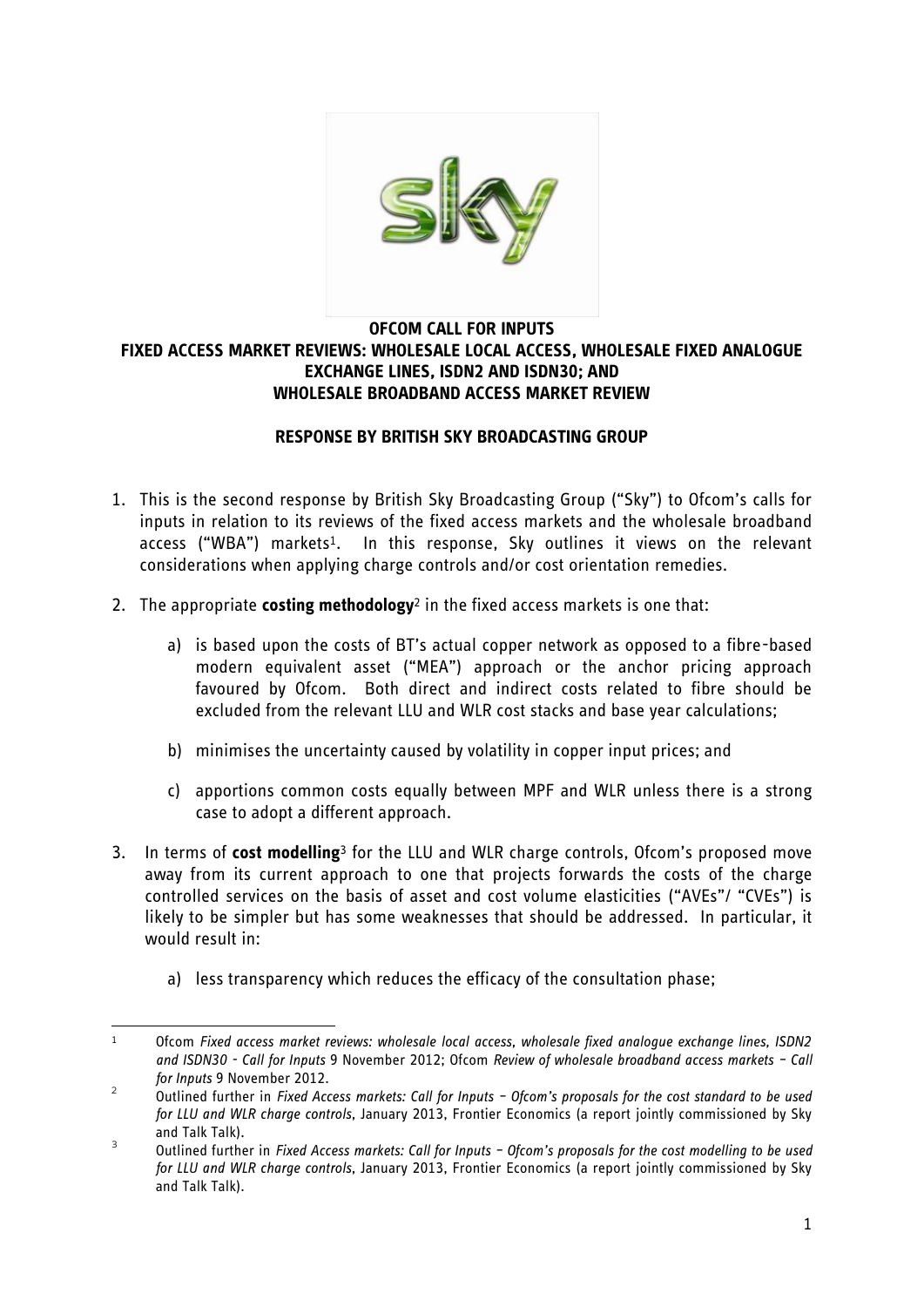**OFCOM CALL FOR INPUTS**
**FIXED ACCESS MARKET REVIEWS: WHOLESALE LOCAL ACCESS, WHOLESALE FIXED ANALOGUE EXCHANGE LINES, ISDN2 AND ISDN30; AND WHOLESALE BROADBAND ACCESS MARKET REVIEW**

**RESPONSE BY BRITISH SKY BROADCASTING GROUP**

1. This is the second response by British Sky Broadcasting Group ("Sky") to Ofcom's calls for inputs in relation to its reviews of the fixed access markets and the wholesale broadband access ("WBA") markets[1]. In this response, Sky outlines it views on the relevant considerations when applying charge controls and/or cost orientation remedies.

2. The appropriate **costing methodology**[2] in the fixed access markets is one that:

    a) is based upon the costs of BT's actual copper network as opposed to a fibre-based modern equivalent asset ("MEA") approach or the anchor pricing approach favoured by Ofcom. Both direct and indirect costs related to fibre should be excluded from the relevant LLU and WLR cost stacks and base year calculations;

    b) minimises the uncertainty caused by volatility in copper input prices; and

    c) apportions common costs equally between MPF and WLR unless there is a strong case to adopt a different approach.

3. In terms of **cost modelling**[3] for the LLU and WLR charge controls, Ofcom's proposed move away from its current approach to one that projects forwards the costs of the charge controlled services on the basis of asset and cost volume elasticities ("AVEs"/ "CVEs") is likely to be simpler but has some weaknesses that should be addressed. In particular, it would result in:

    a) less transparency which reduces the efficacy of the consultation phase;

---

[1] Ofcom *Fixed access market reviews: wholesale local access, wholesale fixed analogue exchange lines, ISDN2 and ISDN30 - Call for Inputs* 9 November 2012; Ofcom *Review of wholesale broadband access markets – Call for Inputs* 9 November 2012.

[2] Outlined further in *Fixed Access markets: Call for Inputs – Ofcom's proposals for the cost standard to be used for LLU and WLR charge controls*, January 2013, Frontier Economics (a report jointly commissioned by Sky and Talk Talk).

[3] Outlined further in *Fixed Access markets: Call for Inputs – Ofcom's proposals for the cost modelling to be used for LLU and WLR charge controls*, January 2013, Frontier Economics (a report jointly commissioned by Sky and Talk Talk).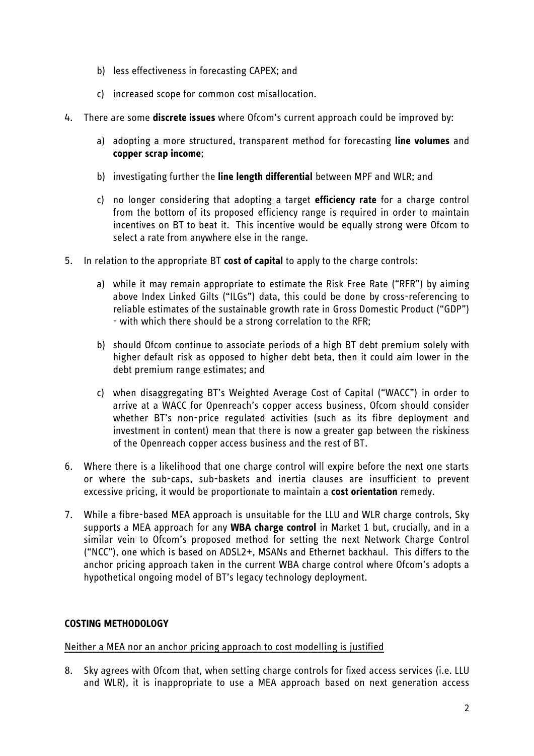b) less effectiveness in forecasting CAPEX; and

c) increased scope for common cost misallocation.

4. There are some **discrete issues** where Ofcom's current approach could be improved by:

   a) adopting a more structured, transparent method for forecasting **line volumes** and **copper scrap income**;

   b) investigating further the **line length differential** between MPF and WLR; and

   c) no longer considering that adopting a target **efficiency rate** for a charge control from the bottom of its proposed efficiency range is required in order to maintain incentives on BT to beat it. This incentive would be equally strong were Ofcom to select a rate from anywhere else in the range.

5. In relation to the appropriate BT **cost of capital** to apply to the charge controls:

   a) while it may remain appropriate to estimate the Risk Free Rate ("RFR") by aiming above Index Linked Gilts ("ILGs") data, this could be done by cross-referencing to reliable estimates of the sustainable growth rate in Gross Domestic Product ("GDP") - with which there should be a strong correlation to the RFR;

   b) should Ofcom continue to associate periods of a high BT debt premium solely with higher default risk as opposed to higher debt beta, then it could aim lower in the debt premium range estimates; and

   c) when disaggregating BT's Weighted Average Cost of Capital ("WACC") in order to arrive at a WACC for Openreach's copper access business, Ofcom should consider whether BT's non-price regulated activities (such as its fibre deployment and investment in content) mean that there is now a greater gap between the riskiness of the Openreach copper access business and the rest of BT.

6. Where there is a likelihood that one charge control will expire before the next one starts or where the sub-caps, sub-baskets and inertia clauses are insufficient to prevent excessive pricing, it would be proportionate to maintain a **cost orientation** remedy.

7. While a fibre-based MEA approach is unsuitable for the LLU and WLR charge controls, Sky supports a MEA approach for any **WBA charge control** in Market 1 but, crucially, and in a similar vein to Ofcom's proposed method for setting the next Network Charge Control ("NCC"), one which is based on ADSL2+, MSANs and Ethernet backhaul. This differs to the anchor pricing approach taken in the current WBA charge control where Ofcom's adopts a hypothetical ongoing model of BT's legacy technology deployment.

## COSTING METHODOLOGY

### Neither a MEA nor an anchor pricing approach to cost modelling is justified

8. Sky agrees with Ofcom that, when setting charge controls for fixed access services (i.e. LLU and WLR), it is inappropriate to use a MEA approach based on next generation access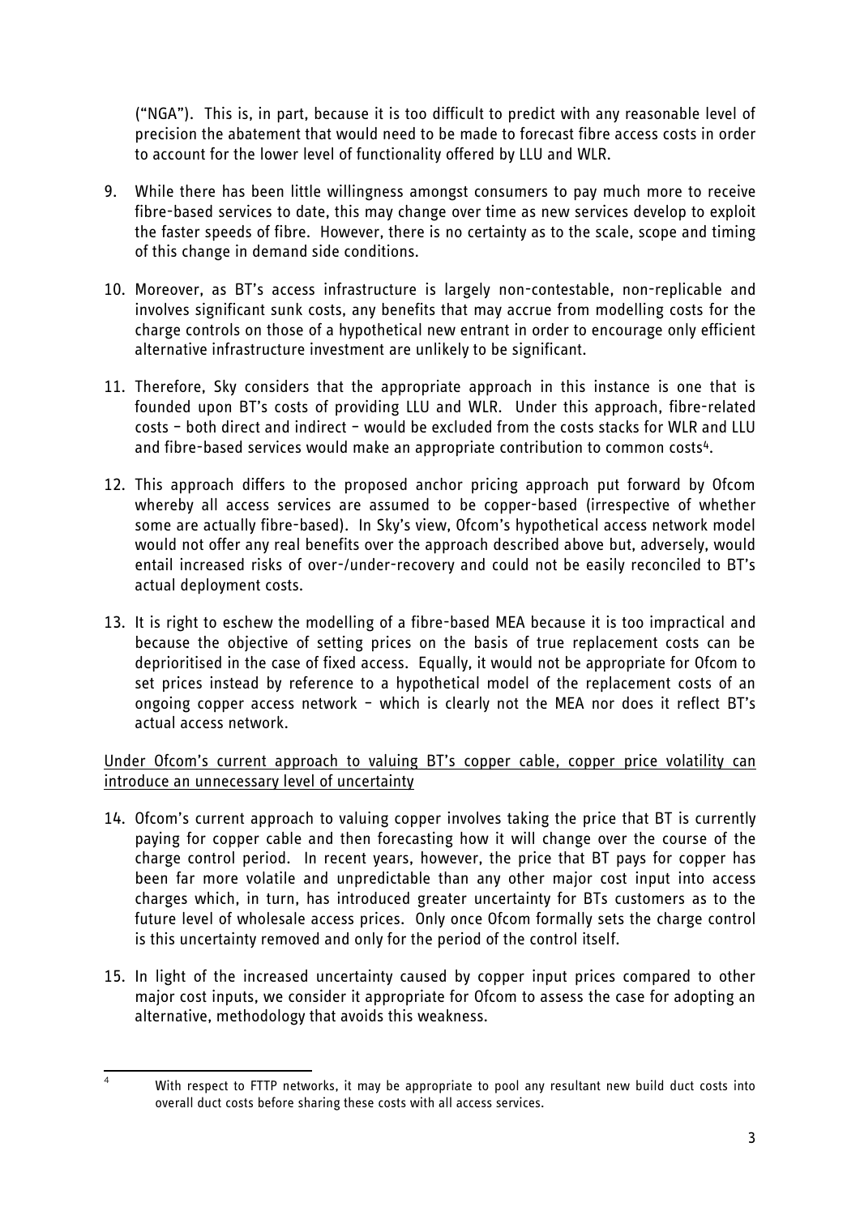("NGA"). This is, in part, because it is too difficult to predict with any reasonable level of precision the abatement that would need to be made to forecast fibre access costs in order to account for the lower level of functionality offered by LLU and WLR.

9. While there has been little willingness amongst consumers to pay much more to receive fibre-based services to date, this may change over time as new services develop to exploit the faster speeds of fibre. However, there is no certainty as to the scale, scope and timing of this change in demand side conditions.

10. Moreover, as BT's access infrastructure is largely non-contestable, non-replicable and involves significant sunk costs, any benefits that may accrue from modelling costs for the charge controls on those of a hypothetical new entrant in order to encourage only efficient alternative infrastructure investment are unlikely to be significant.

11. Therefore, Sky considers that the appropriate approach in this instance is one that is founded upon BT's costs of providing LLU and WLR. Under this approach, fibre-related costs – both direct and indirect – would be excluded from the costs stacks for WLR and LLU and fibre-based services would make an appropriate contribution to common costs[4].

12. This approach differs to the proposed anchor pricing approach put forward by Ofcom whereby all access services are assumed to be copper-based (irrespective of whether some are actually fibre-based). In Sky's view, Ofcom's hypothetical access network model would not offer any real benefits over the approach described above but, adversely, would entail increased risks of over-/under-recovery and could not be easily reconciled to BT's actual deployment costs.

13. It is right to eschew the modelling of a fibre-based MEA because it is too impractical and because the objective of setting prices on the basis of true replacement costs can be deprioritised in the case of fixed access. Equally, it would not be appropriate for Ofcom to set prices instead by reference to a hypothetical model of the replacement costs of an ongoing copper access network – which is clearly not the MEA nor does it reflect BT's actual access network.

<u>Under Ofcom's current approach to valuing BT's copper cable, copper price volatility can introduce an unnecessary level of uncertainty</u>

14. Ofcom's current approach to valuing copper involves taking the price that BT is currently paying for copper cable and then forecasting how it will change over the course of the charge control period. In recent years, however, the price that BT pays for copper has been far more volatile and unpredictable than any other major cost input into access charges which, in turn, has introduced greater uncertainty for BTs customers as to the future level of wholesale access prices. Only once Ofcom formally sets the charge control is this uncertainty removed and only for the period of the control itself.

15. In light of the increased uncertainty caused by copper input prices compared to other major cost inputs, we consider it appropriate for Ofcom to assess the case for adopting an alternative, methodology that avoids this weakness.

---

[4] With respect to FTTP networks, it may be appropriate to pool any resultant new build duct costs into overall duct costs before sharing these costs with all access services.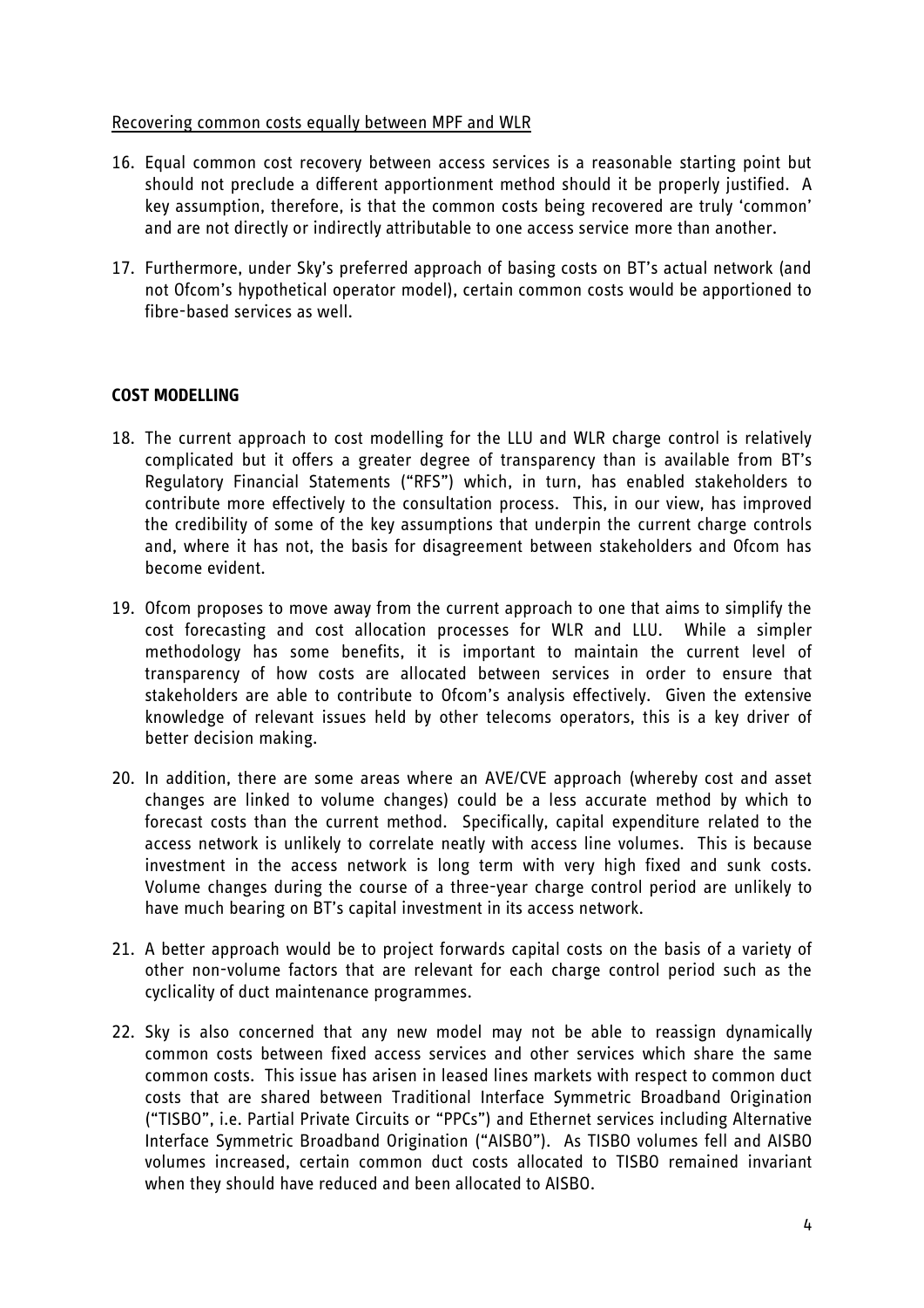<u>Recovering common costs equally between MPF and WLR</u>

16. Equal common cost recovery between access services is a reasonable starting point but should not preclude a different apportionment method should it be properly justified. A key assumption, therefore, is that the common costs being recovered are truly 'common' and are not directly or indirectly attributable to one access service more than another.

17. Furthermore, under Sky's preferred approach of basing costs on BT's actual network (and not Ofcom's hypothetical operator model), certain common costs would be apportioned to fibre-based services as well.

**COST MODELLING**

18. The current approach to cost modelling for the LLU and WLR charge control is relatively complicated but it offers a greater degree of transparency than is available from BT's Regulatory Financial Statements ("RFS") which, in turn, has enabled stakeholders to contribute more effectively to the consultation process. This, in our view, has improved the credibility of some of the key assumptions that underpin the current charge controls and, where it has not, the basis for disagreement between stakeholders and Ofcom has become evident.

19. Ofcom proposes to move away from the current approach to one that aims to simplify the cost forecasting and cost allocation processes for WLR and LLU. While a simpler methodology has some benefits, it is important to maintain the current level of transparency of how costs are allocated between services in order to ensure that stakeholders are able to contribute to Ofcom's analysis effectively. Given the extensive knowledge of relevant issues held by other telecoms operators, this is a key driver of better decision making.

20. In addition, there are some areas where an AVE/CVE approach (whereby cost and asset changes are linked to volume changes) could be a less accurate method by which to forecast costs than the current method. Specifically, capital expenditure related to the access network is unlikely to correlate neatly with access line volumes. This is because investment in the access network is long term with very high fixed and sunk costs. Volume changes during the course of a three-year charge control period are unlikely to have much bearing on BT's capital investment in its access network.

21. A better approach would be to project forwards capital costs on the basis of a variety of other non-volume factors that are relevant for each charge control period such as the cyclicality of duct maintenance programmes.

22. Sky is also concerned that any new model may not be able to reassign dynamically common costs between fixed access services and other services which share the same common costs. This issue has arisen in leased lines markets with respect to common duct costs that are shared between Traditional Interface Symmetric Broadband Origination ("TISBO", i.e. Partial Private Circuits or "PPCs") and Ethernet services including Alternative Interface Symmetric Broadband Origination ("AISBO"). As TISBO volumes fell and AISBO volumes increased, certain common duct costs allocated to TISBO remained invariant when they should have reduced and been allocated to AISBO.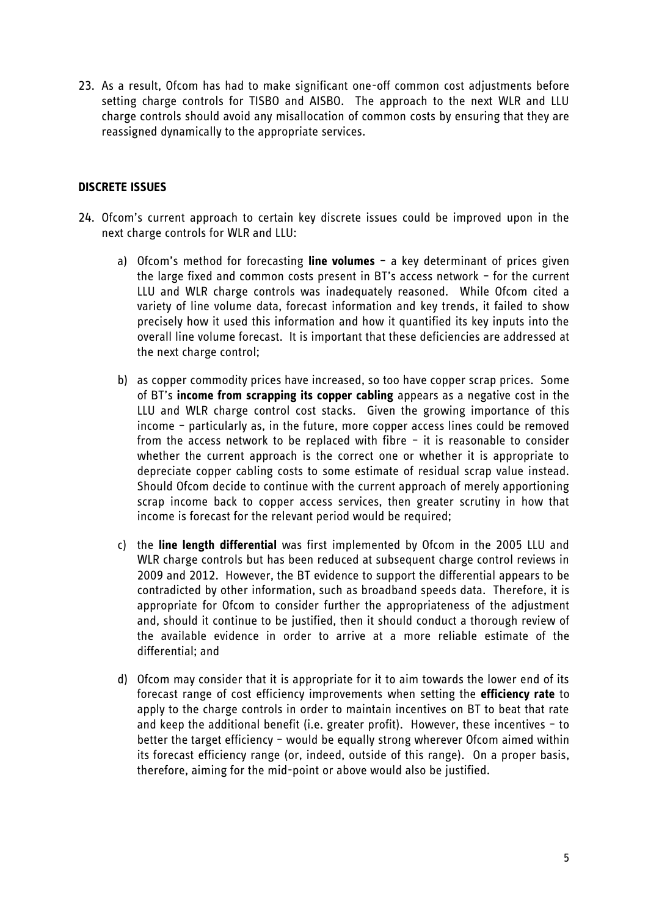23. As a result, Ofcom has had to make significant one-off common cost adjustments before setting charge controls for TISBO and AISBO. The approach to the next WLR and LLU charge controls should avoid any misallocation of common costs by ensuring that they are reassigned dynamically to the appropriate services.

## DISCRETE ISSUES

24. Ofcom's current approach to certain key discrete issues could be improved upon in the next charge controls for WLR and LLU:

    a) Ofcom's method for forecasting **line volumes** – a key determinant of prices given the large fixed and common costs present in BT's access network – for the current LLU and WLR charge controls was inadequately reasoned. While Ofcom cited a variety of line volume data, forecast information and key trends, it failed to show precisely how it used this information and how it quantified its key inputs into the overall line volume forecast. It is important that these deficiencies are addressed at the next charge control;

    b) as copper commodity prices have increased, so too have copper scrap prices. Some of BT's **income from scrapping its copper cabling** appears as a negative cost in the LLU and WLR charge control cost stacks. Given the growing importance of this income – particularly as, in the future, more copper access lines could be removed from the access network to be replaced with fibre – it is reasonable to consider whether the current approach is the correct one or whether it is appropriate to depreciate copper cabling costs to some estimate of residual scrap value instead. Should Ofcom decide to continue with the current approach of merely apportioning scrap income back to copper access services, then greater scrutiny in how that income is forecast for the relevant period would be required;

    c) the **line length differential** was first implemented by Ofcom in the 2005 LLU and WLR charge controls but has been reduced at subsequent charge control reviews in 2009 and 2012. However, the BT evidence to support the differential appears to be contradicted by other information, such as broadband speeds data. Therefore, it is appropriate for Ofcom to consider further the appropriateness of the adjustment and, should it continue to be justified, then it should conduct a thorough review of the available evidence in order to arrive at a more reliable estimate of the differential; and

    d) Ofcom may consider that it is appropriate for it to aim towards the lower end of its forecast range of cost efficiency improvements when setting the **efficiency rate** to apply to the charge controls in order to maintain incentives on BT to beat that rate and keep the additional benefit (i.e. greater profit). However, these incentives – to better the target efficiency – would be equally strong wherever Ofcom aimed within its forecast efficiency range (or, indeed, outside of this range). On a proper basis, therefore, aiming for the mid-point or above would also be justified.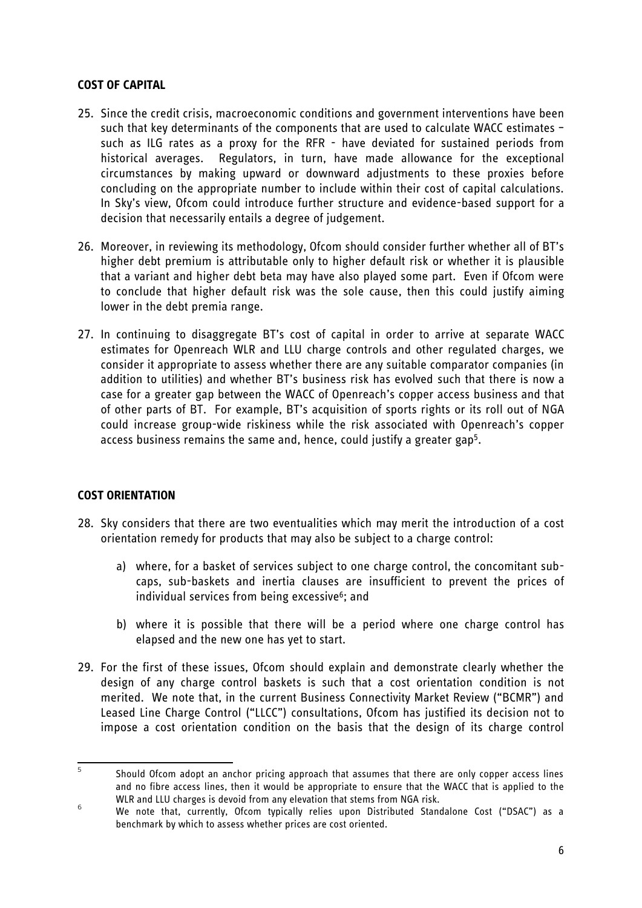## COST OF CAPITAL

25. Since the credit crisis, macroeconomic conditions and government interventions have been such that key determinants of the components that are used to calculate WACC estimates – such as ILG rates as a proxy for the RFR - have deviated for sustained periods from historical averages. Regulators, in turn, have made allowance for the exceptional circumstances by making upward or downward adjustments to these proxies before concluding on the appropriate number to include within their cost of capital calculations. In Sky's view, Ofcom could introduce further structure and evidence-based support for a decision that necessarily entails a degree of judgement.

26. Moreover, in reviewing its methodology, Ofcom should consider further whether all of BT's higher debt premium is attributable only to higher default risk or whether it is plausible that a variant and higher debt beta may have also played some part. Even if Ofcom were to conclude that higher default risk was the sole cause, then this could justify aiming lower in the debt premia range.

27. In continuing to disaggregate BT's cost of capital in order to arrive at separate WACC estimates for Openreach WLR and LLU charge controls and other regulated charges, we consider it appropriate to assess whether there are any suitable comparator companies (in addition to utilities) and whether BT's business risk has evolved such that there is now a case for a greater gap between the WACC of Openreach's copper access business and that of other parts of BT. For example, BT's acquisition of sports rights or its roll out of NGA could increase group-wide riskiness while the risk associated with Openreach's copper access business remains the same and, hence, could justify a greater gap[5].

## COST ORIENTATION

28. Sky considers that there are two eventualities which may merit the introduction of a cost orientation remedy for products that may also be subject to a charge control:

    a) where, for a basket of services subject to one charge control, the concomitant sub-caps, sub-baskets and inertia clauses are insufficient to prevent the prices of individual services from being excessive[6]; and

    b) where it is possible that there will be a period where one charge control has elapsed and the new one has yet to start.

29. For the first of these issues, Ofcom should explain and demonstrate clearly whether the design of any charge control baskets is such that a cost orientation condition is not merited. We note that, in the current Business Connectivity Market Review ("BCMR") and Leased Line Charge Control ("LLCC") consultations, Ofcom has justified its decision not to impose a cost orientation condition on the basis that the design of its charge control

---

[5] Should Ofcom adopt an anchor pricing approach that assumes that there are only copper access lines and no fibre access lines, then it would be appropriate to ensure that the WACC that is applied to the WLR and LLU charges is devoid from any elevation that stems from NGA risk.

[6] We note that, currently, Ofcom typically relies upon Distributed Standalone Cost ("DSAC") as a benchmark by which to assess whether prices are cost oriented.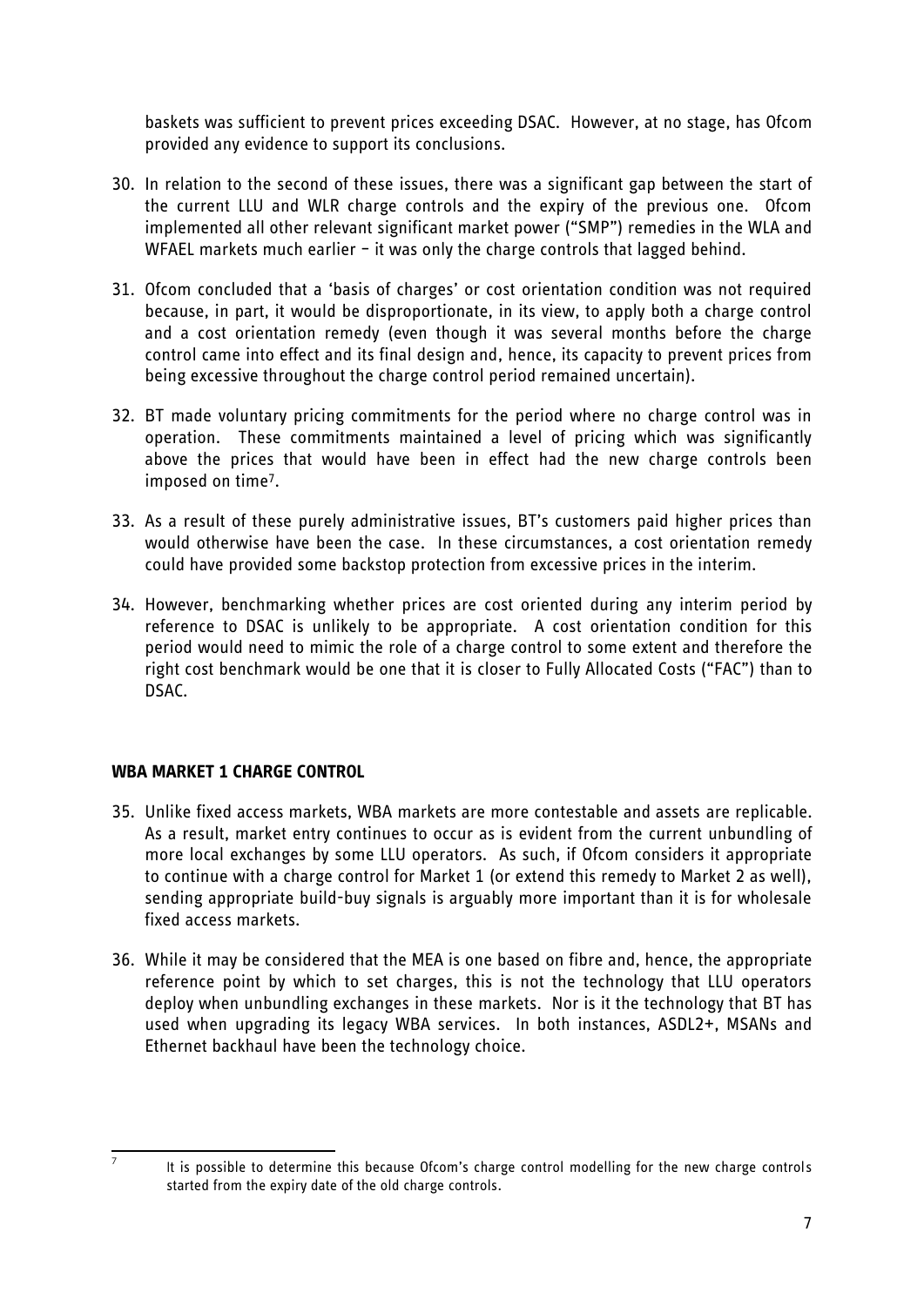baskets was sufficient to prevent prices exceeding DSAC. However, at no stage, has Ofcom provided any evidence to support its conclusions.

30. In relation to the second of these issues, there was a significant gap between the start of the current LLU and WLR charge controls and the expiry of the previous one. Ofcom implemented all other relevant significant market power ("SMP") remedies in the WLA and WFAEL markets much earlier – it was only the charge controls that lagged behind.

31. Ofcom concluded that a 'basis of charges' or cost orientation condition was not required because, in part, it would be disproportionate, in its view, to apply both a charge control and a cost orientation remedy (even though it was several months before the charge control came into effect and its final design and, hence, its capacity to prevent prices from being excessive throughout the charge control period remained uncertain).

32. BT made voluntary pricing commitments for the period where no charge control was in operation. These commitments maintained a level of pricing which was significantly above the prices that would have been in effect had the new charge controls been imposed on time[7].

33. As a result of these purely administrative issues, BT's customers paid higher prices than would otherwise have been the case. In these circumstances, a cost orientation remedy could have provided some backstop protection from excessive prices in the interim.

34. However, benchmarking whether prices are cost oriented during any interim period by reference to DSAC is unlikely to be appropriate. A cost orientation condition for this period would need to mimic the role of a charge control to some extent and therefore the right cost benchmark would be one that it is closer to Fully Allocated Costs ("FAC") than to DSAC.

## WBA MARKET 1 CHARGE CONTROL

35. Unlike fixed access markets, WBA markets are more contestable and assets are replicable. As a result, market entry continues to occur as is evident from the current unbundling of more local exchanges by some LLU operators. As such, if Ofcom considers it appropriate to continue with a charge control for Market 1 (or extend this remedy to Market 2 as well), sending appropriate build-buy signals is arguably more important than it is for wholesale fixed access markets.

36. While it may be considered that the MEA is one based on fibre and, hence, the appropriate reference point by which to set charges, this is not the technology that LLU operators deploy when unbundling exchanges in these markets. Nor is it the technology that BT has used when upgrading its legacy WBA services. In both instances, ASDL2+, MSANs and Ethernet backhaul have been the technology choice.

[7] It is possible to determine this because Ofcom's charge control modelling for the new charge controls started from the expiry date of the old charge controls.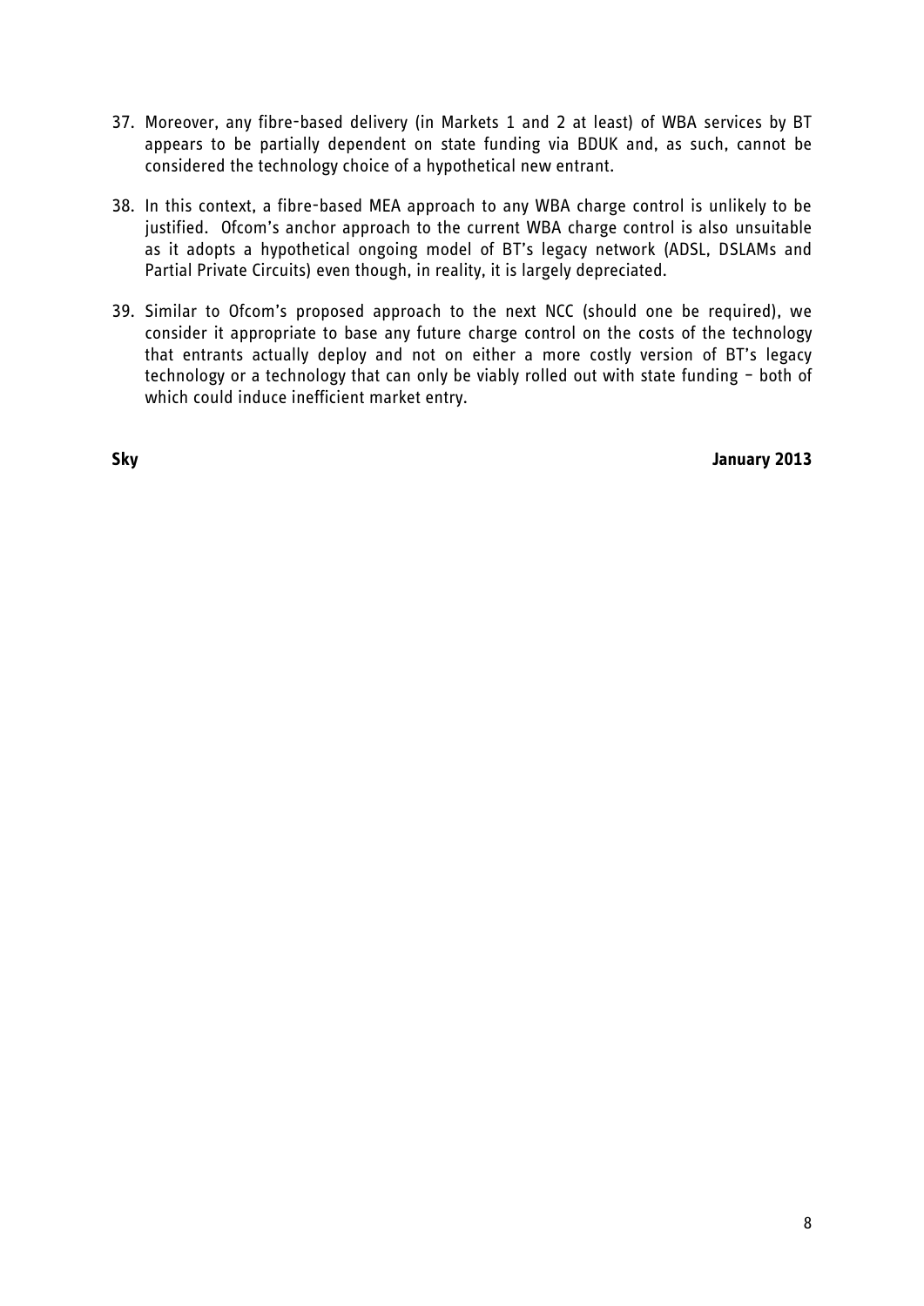37. Moreover, any fibre-based delivery (in Markets 1 and 2 at least) of WBA services by BT appears to be partially dependent on state funding via BDUK and, as such, cannot be considered the technology choice of a hypothetical new entrant.

38. In this context, a fibre-based MEA approach to any WBA charge control is unlikely to be justified. Ofcom's anchor approach to the current WBA charge control is also unsuitable as it adopts a hypothetical ongoing model of BT's legacy network (ADSL, DSLAMs and Partial Private Circuits) even though, in reality, it is largely depreciated.

39. Similar to Ofcom's proposed approach to the next NCC (should one be required), we consider it appropriate to base any future charge control on the costs of the technology that entrants actually deploy and not on either a more costly version of BT's legacy technology or a technology that can only be viably rolled out with state funding – both of which could induce inefficient market entry.

**Sky** **January 2013**